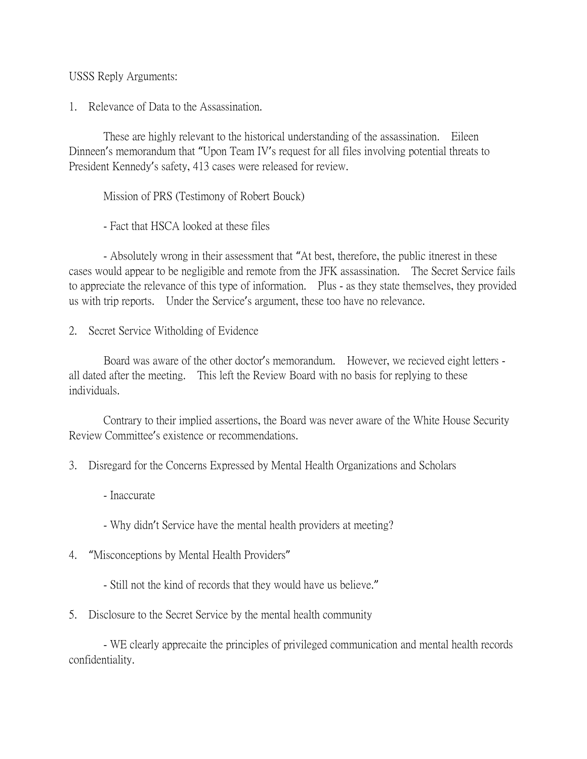USSS Reply Arguments:

1. Relevance of Data to the Assassination.

These are highly relevant to the historical understanding of the assassination. Eileen Dinneen's memorandum that "Upon Team IV's request for all files involving potential threats to President Kennedy's safety, 413 cases were released for review.

Mission of PRS (Testimony of Robert Bouck)

- Fact that HSCA looked at these files

- Absolutely wrong in their assessment that "At best, therefore, the public itnerest in these cases would appear to be negligible and remote from the JFK assassination. The Secret Service fails to appreciate the relevance of this type of information. Plus - as they state themselves, they provided us with trip reports. Under the Service's argument, these too have no relevance.

2. Secret Service Witholding of Evidence

Board was aware of the other doctor's memorandum. However, we recieved eight letters - all dated after the meeting. This left the Review Board with no basis for replying to these individuals.

Contrary to their implied assertions, the Board was never aware of the White House Security Review Committee's existence or recommendations.

3. Disregard for the Concerns Expressed by Mental Health Organizations and Scholars

- Inaccurate

- Why didn't Service have the mental health providers at meeting?

4. "Misconceptions by Mental Health Providers"

- Still not the kind of records that they would have us believe."

5. Disclosure to the Secret Service by the mental health community

- WE clearly apprecaite the principles of privileged communication and mental health records confidentiality.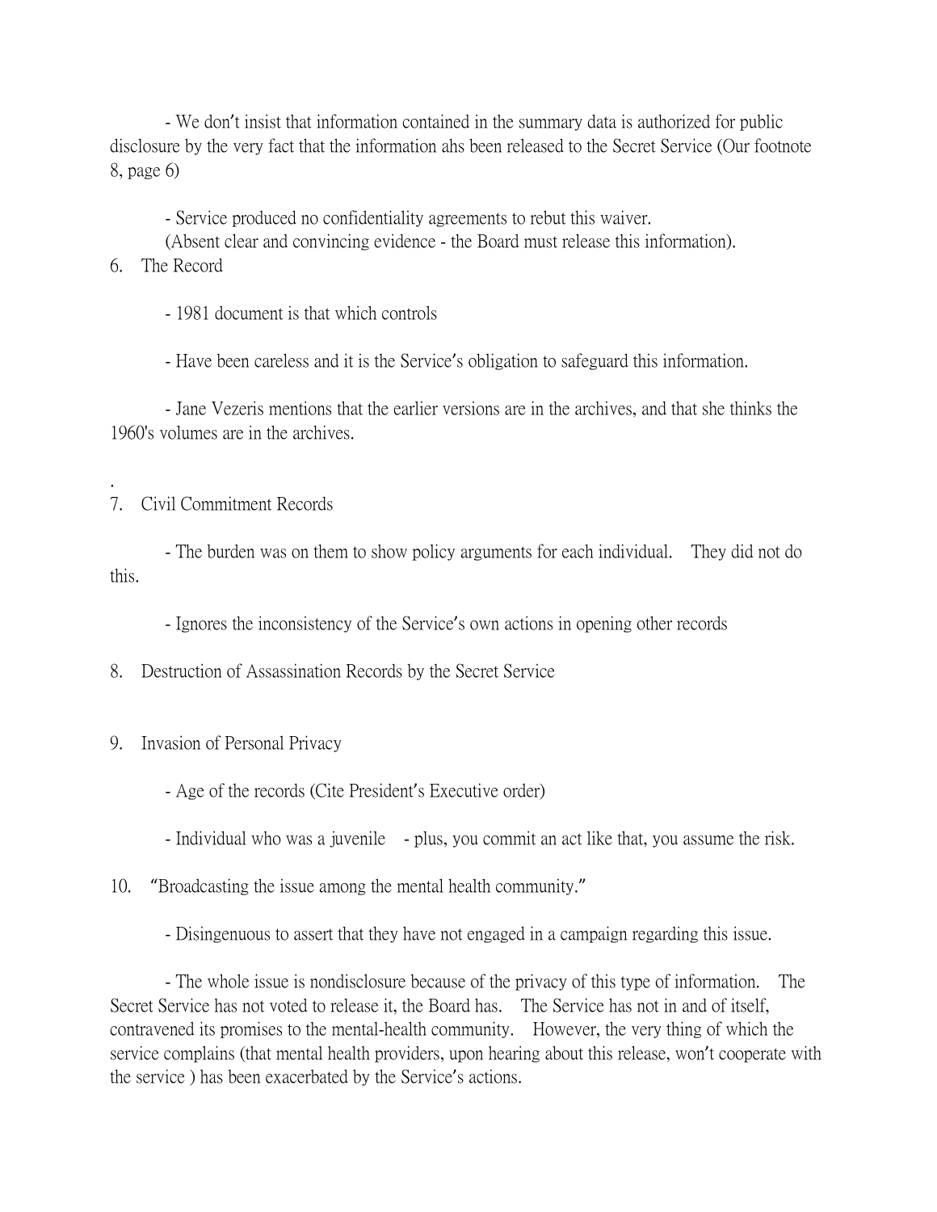- We don't insist that information contained in the summary data is authorized for public disclosure by the very fact that the information ahs been released to the Secret Service (Our footnote 8, page 6)

- Service produced no confidentiality agreements to rebut this waiver.
(Absent clear and convincing evidence - the Board must release this information).

6. The Record

- 1981 document is that which controls

- Have been careless and it is the Service's obligation to safeguard this information.

- Jane Vezeris mentions that the earlier versions are in the archives, and that she thinks the 1960's volumes are in the archives.

.

7. Civil Commitment Records

- The burden was on them to show policy arguments for each individual. They did not do this.

- Ignores the inconsistency of the Service's own actions in opening other records

8. Destruction of Assassination Records by the Secret Service

9. Invasion of Personal Privacy

- Age of the records (Cite President's Executive order)

- Individual who was a juvenile - plus, you commit an act like that, you assume the risk.

10. "Broadcasting the issue among the mental health community."

- Disingenuous to assert that they have not engaged in a campaign regarding this issue.

- The whole issue is nondisclosure because of the privacy of this type of information. The Secret Service has not voted to release it, the Board has. The Service has not in and of itself, contravened its promises to the mental-health community. However, the very thing of which the service complains (that mental health providers, upon hearing about this release, won't cooperate with the service ) has been exacerbated by the Service's actions.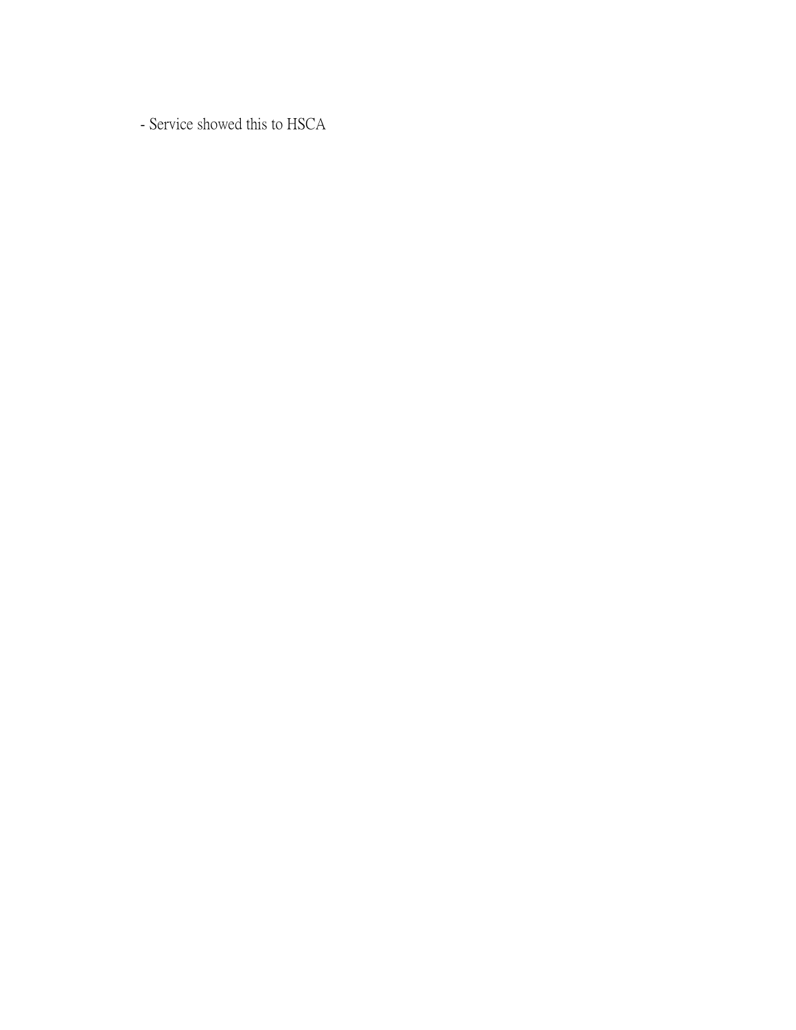- Service showed this to HSCA